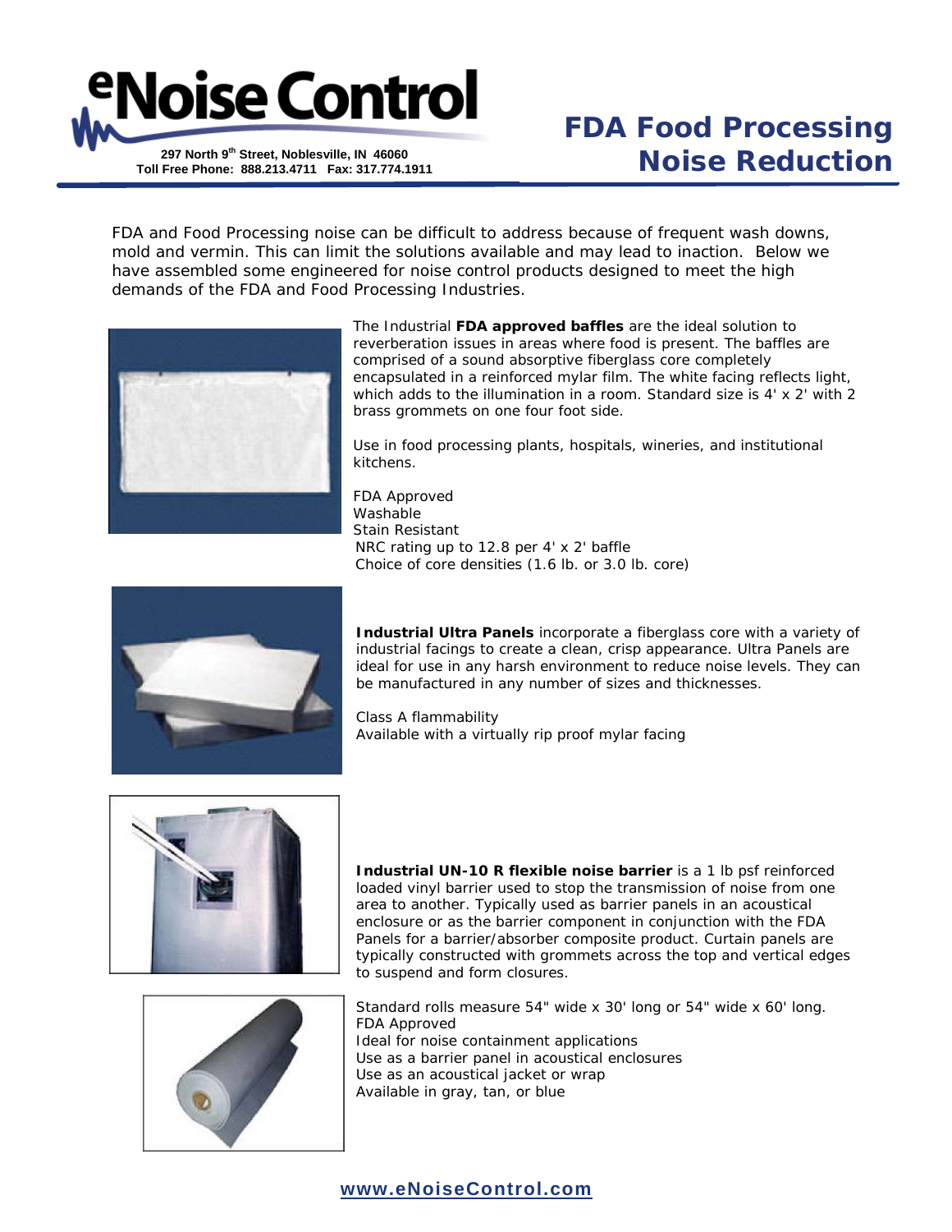# eNoise Control

**297 North 9th Street, Noblesville, IN 46060**
**Toll Free Phone: 888.213.4711 Fax: 317.774.1911**

# FDA Food Processing Noise Reduction

FDA and Food Processing noise can be difficult to address because of frequent wash downs, mold and vermin. This can limit the solutions available and may lead to inaction. Below we have assembled some engineered for noise control products designed to meet the high demands of the FDA and Food Processing Industries.

The Industrial **FDA approved baffles** are the ideal solution to reverberation issues in areas where food is present. The baffles are comprised of a sound absorptive fiberglass core completely encapsulated in a reinforced mylar film. The white facing reflects light, which adds to the illumination in a room. Standard size is 4' x 2' with 2 brass grommets on one four foot side.

Use in food processing plants, hospitals, wineries, and institutional kitchens.

FDA Approved
Washable
Stain Resistant
NRC rating up to 12.8 per 4' x 2' baffle
Choice of core densities (1.6 lb. or 3.0 lb. core)

**Industrial Ultra Panels** incorporate a fiberglass core with a variety of industrial facings to create a clean, crisp appearance. Ultra Panels are ideal for use in any harsh environment to reduce noise levels. They can be manufactured in any number of sizes and thicknesses.

Class A flammability
Available with a virtually rip proof mylar facing

**Industrial UN-10 R flexible noise barrier** is a 1 lb psf reinforced loaded vinyl barrier used to stop the transmission of noise from one area to another. Typically used as barrier panels in an acoustical enclosure or as the barrier component in conjunction with the FDA Panels for a barrier/absorber composite product. Curtain panels are typically constructed with grommets across the top and vertical edges to suspend and form closures.

Standard rolls measure 54" wide x 30' long or 54" wide x 60' long.
FDA Approved
Ideal for noise containment applications
Use as a barrier panel in acoustical enclosures
Use as an acoustical jacket or wrap
Available in gray, tan, or blue

**www.eNoiseControl.com**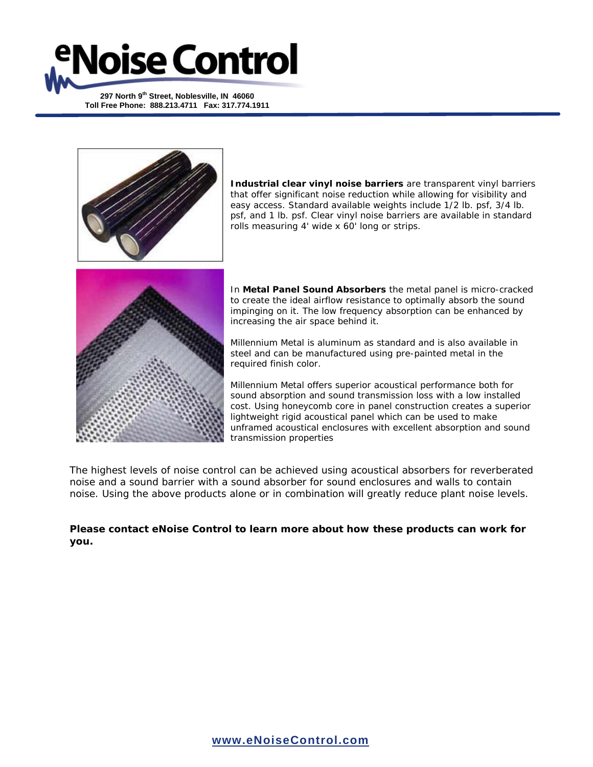**Industrial clear vinyl noise barriers** are transparent vinyl barriers that offer significant noise reduction while allowing for visibility and easy access. Standard available weights include 1/2 lb. psf, 3/4 lb. psf, and 1 lb. psf. Clear vinyl noise barriers are available in standard rolls measuring 4' wide x 60' long or strips.

In **Metal Panel Sound Absorbers** the metal panel is micro-cracked to create the ideal airflow resistance to optimally absorb the sound impinging on it. The low frequency absorption can be enhanced by increasing the air space behind it.

Millennium Metal is aluminum as standard and is also available in steel and can be manufactured using pre-painted metal in the required finish color.

Millennium Metal offers superior acoustical performance both for sound absorption and sound transmission loss with a low installed cost. Using honeycomb core in panel construction creates a superior lightweight rigid acoustical panel which can be used to make unframed acoustical enclosures with excellent absorption and sound transmission properties

The highest levels of noise control can be achieved using acoustical absorbers for reverberated noise and a sound barrier with a sound absorber for sound enclosures and walls to contain noise. Using the above products alone or in combination will greatly reduce plant noise levels.

**Please contact eNoise Control to learn more about how these products can work for you.**